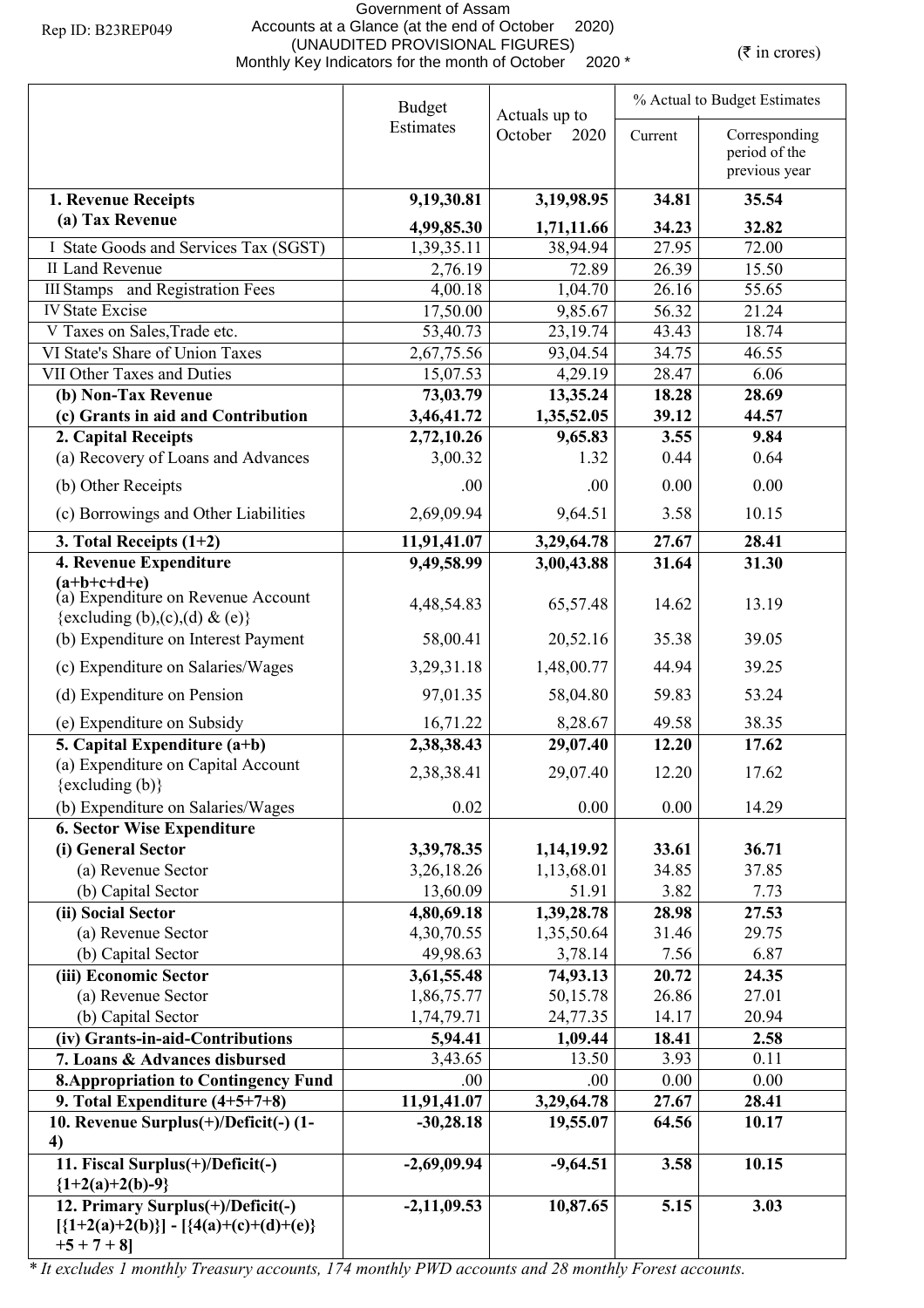Rep ID: B23REP049

# Government of Assam

## Accounts at a Glance (at the end of October 2020)

### (UNAUDITED PROVISIONAL FIGURES)

### Monthly Key Indicators for the month of October 2020 *

(₹ in crores)

| | Budget Estimates | Actuals up to October 2020 | % Actual to Budget Estimates | |
|---|---|---|---|---|
| | | | Current | Corresponding period of the previous year |
| **1. Revenue Receipts** | **9,19,30.81** | **3,19,98.95** | **34.81** | **35.54** |
| **(a) Tax Revenue** | **4,99,85.30** | **1,71,11.66** | **34.23** | **32.82** |
| I State Goods and Services Tax (SGST) | 1,39,35.11 | 38,94.94 | 27.95 | 72.00 |
| II Land Revenue | 2,76.19 | 72.89 | 26.39 | 15.50 |
| III Stamps and Registration Fees | 4,00.18 | 1,04.70 | 26.16 | 55.65 |
| IV State Excise | 17,50.00 | 9,85.67 | 56.32 | 21.24 |
| V Taxes on Sales,Trade etc. | 53,40.73 | 23,19.74 | 43.43 | 18.74 |
| VI State's Share of Union Taxes | 2,67,75.56 | 93,04.54 | 34.75 | 46.55 |
| VII Other Taxes and Duties | 15,07.53 | 4,29.19 | 28.47 | 6.06 |
| **(b) Non-Tax Revenue** | **73,03.79** | **13,35.24** | **18.28** | **28.69** |
| **(c) Grants in aid and Contribution** | **3,46,41.72** | **1,35,52.05** | **39.12** | **44.57** |
| **2. Capital Receipts** | **2,72,10.26** | **9,65.83** | **3.55** | **9.84** |
| (a) Recovery of Loans and Advances | 3,00.32 | 1.32 | 0.44 | 0.64 |
| (b) Other Receipts | .00 | .00 | 0.00 | 0.00 |
| (c) Borrowings and Other Liabilities | 2,69,09.94 | 9,64.51 | 3.58 | 10.15 |
| **3. Total Receipts (1+2)** | **11,91,41.07** | **3,29,64.78** | **27.67** | **28.41** |
| **4. Revenue Expenditure (a+b+c+d+e)** | **9,49,58.99** | **3,00,43.88** | **31.64** | **31.30** |
| (a) Expenditure on Revenue Account {excluding (b),(c),(d) & (e)} | 4,48,54.83 | 65,57.48 | 14.62 | 13.19 |
| (b) Expenditure on Interest Payment | 58,00.41 | 20,52.16 | 35.38 | 39.05 |
| (c) Expenditure on Salaries/Wages | 3,29,31.18 | 1,48,00.77 | 44.94 | 39.25 |
| (d) Expenditure on Pension | 97,01.35 | 58,04.80 | 59.83 | 53.24 |
| (e) Expenditure on Subsidy | 16,71.22 | 8,28.67 | 49.58 | 38.35 |
| **5. Capital Expenditure (a+b)** | **2,38,38.43** | **29,07.40** | **12.20** | **17.62** |
| (a) Expenditure on Capital Account {excluding (b)} | 2,38,38.41 | 29,07.40 | 12.20 | 17.62 |
| (b) Expenditure on Salaries/Wages | 0.02 | 0.00 | 0.00 | 14.29 |
| **6. Sector Wise Expenditure** | | | | |
| **(i) General Sector** | **3,39,78.35** | **1,14,19.92** | **33.61** | **36.71** |
| (a) Revenue Sector | 3,26,18.26 | 1,13,68.01 | 34.85 | 37.85 |
| (b) Capital Sector | 13,60.09 | 51.91 | 3.82 | 7.73 |
| **(ii) Social Sector** | **4,80,69.18** | **1,39,28.78** | **28.98** | **27.53** |
| (a) Revenue Sector | 4,30,70.55 | 1,35,50.64 | 31.46 | 29.75 |
| (b) Capital Sector | 49,98.63 | 3,78.14 | 7.56 | 6.87 |
| **(iii) Economic Sector** | **3,61,55.48** | **74,93.13** | **20.72** | **24.35** |
| (a) Revenue Sector | 1,86,75.77 | 50,15.78 | 26.86 | 27.01 |
| (b) Capital Sector | 1,74,79.71 | 24,77.35 | 14.17 | 20.94 |
| **(iv) Grants-in-aid-Contributions** | **5,94.41** | **1,09.44** | **18.41** | **2.58** |
| **7. Loans & Advances disbursed** | 3,43.65 | 13.50 | 3.93 | 0.11 |
| **8.Appropriation to Contingency Fund** | .00 | .00 | 0.00 | 0.00 |
| **9. Total Expenditure (4+5+7+8)** | **11,91,41.07** | **3,29,64.78** | **27.67** | **28.41** |
| **10. Revenue Surplus(+)/Deficit(-) (1-4)** | **-30,28.18** | **19,55.07** | **64.56** | **10.17** |
| **11. Fiscal Surplus(+)/Deficit(-) {1+2(a)+2(b)-9}** | **-2,69,09.94** | **-9,64.51** | **3.58** | **10.15** |
| **12. Primary Surplus(+)/Deficit(-) [{1+2(a)+2(b)}] - [{4(a)+(c)+(d)+(e)} +5 + 7 + 8]** | **-2,11,09.53** | **10,87.65** | **5.15** | **3.03** |

*\* It excludes 1 monthly Treasury accounts, 174 monthly PWD accounts and 28 monthly Forest accounts.*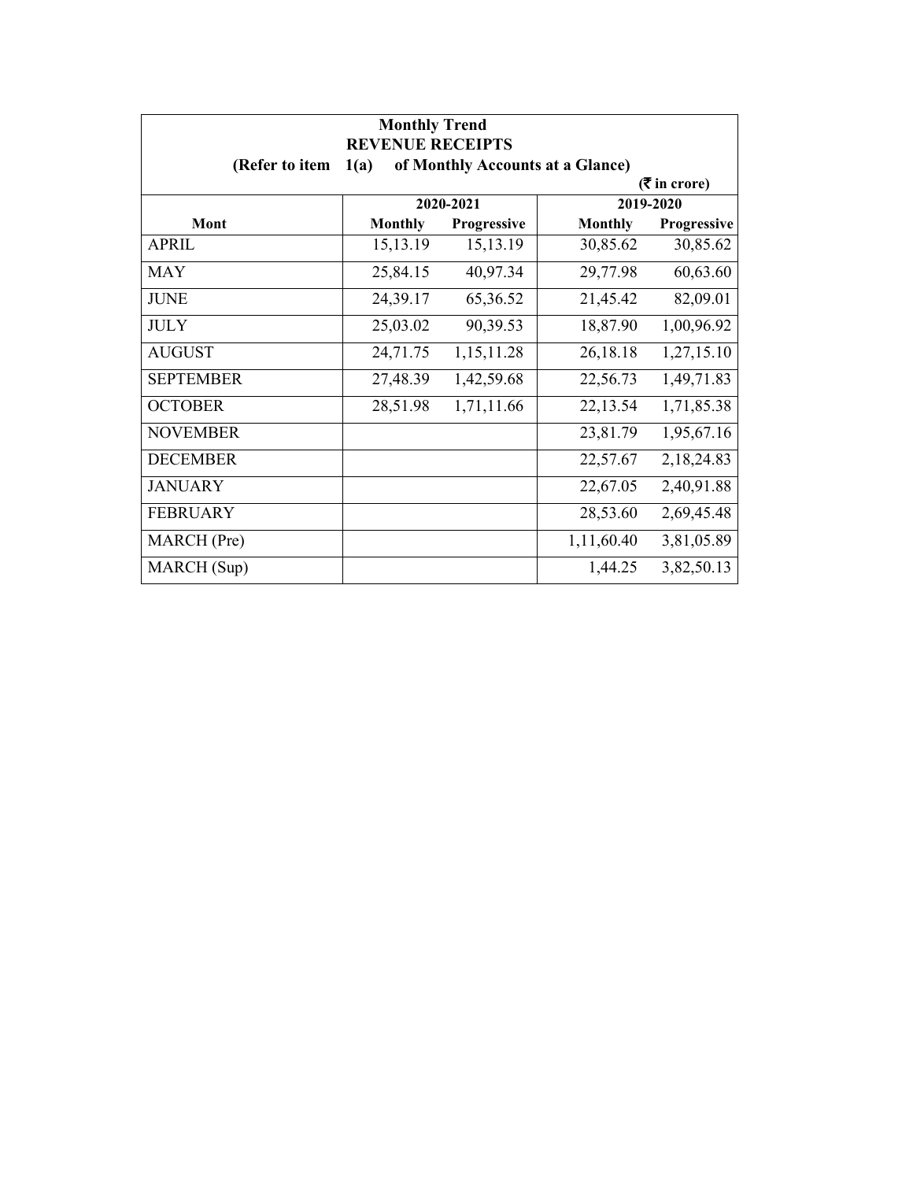**Monthly Trend**

**REVENUE RECEIPTS**

**(Refer to item 1(a) of Monthly Accounts at a Glance)**

**(₹ in crore)**

| Mont | 2020-2021 | | 2019-2020 | |
|---|---|---|---|---|
| | Monthly | Progressive | Monthly | Progressive |
| APRIL | 15,13.19 | 15,13.19 | 30,85.62 | 30,85.62 |
| MAY | 25,84.15 | 40,97.34 | 29,77.98 | 60,63.60 |
| JUNE | 24,39.17 | 65,36.52 | 21,45.42 | 82,09.01 |
| JULY | 25,03.02 | 90,39.53 | 18,87.90 | 1,00,96.92 |
| AUGUST | 24,71.75 | 1,15,11.28 | 26,18.18 | 1,27,15.10 |
| SEPTEMBER | 27,48.39 | 1,42,59.68 | 22,56.73 | 1,49,71.83 |
| OCTOBER | 28,51.98 | 1,71,11.66 | 22,13.54 | 1,71,85.38 |
| NOVEMBER | | | 23,81.79 | 1,95,67.16 |
| DECEMBER | | | 22,57.67 | 2,18,24.83 |
| JANUARY | | | 22,67.05 | 2,40,91.88 |
| FEBRUARY | | | 28,53.60 | 2,69,45.48 |
| MARCH (Pre) | | | 1,11,60.40 | 3,81,05.89 |
| MARCH (Sup) | | | 1,44.25 | 3,82,50.13 |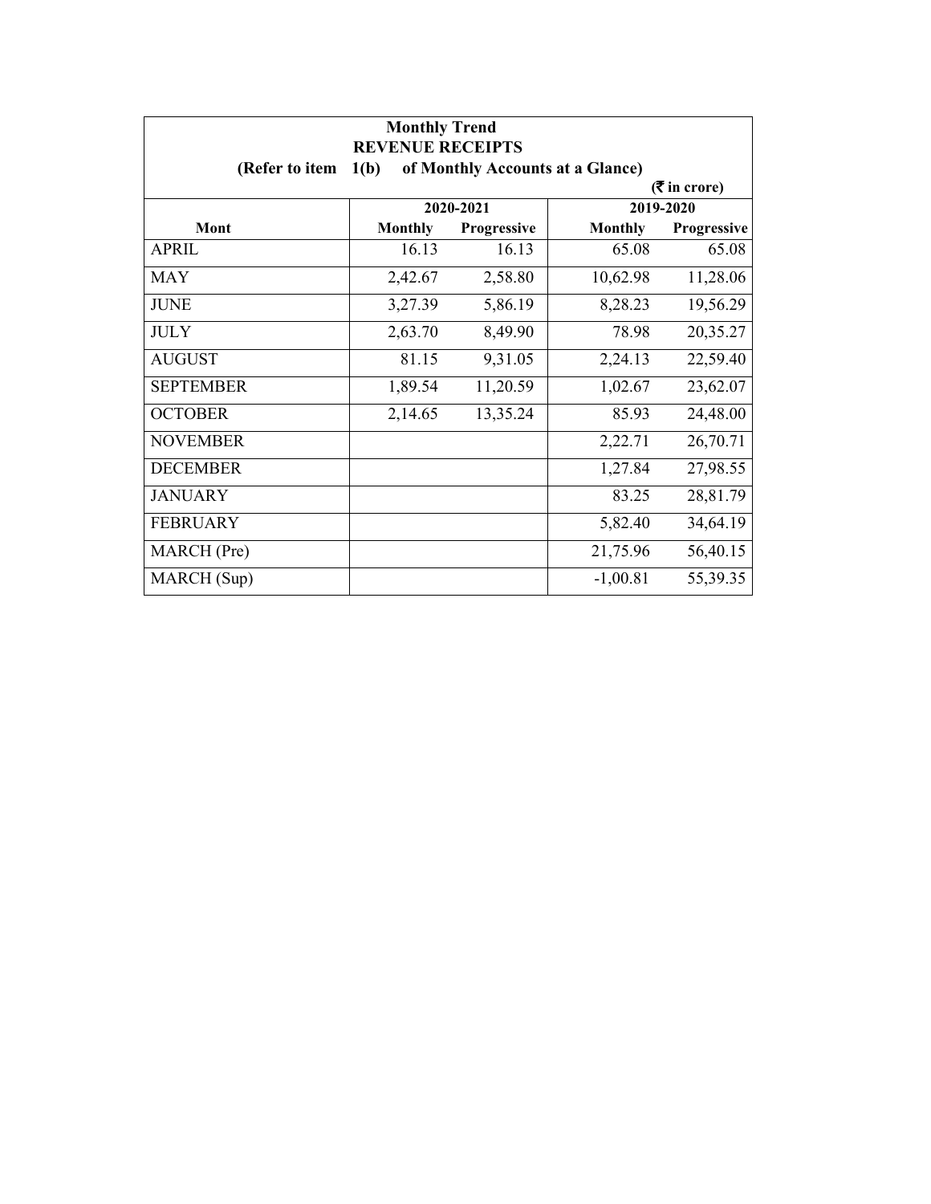**Monthly Trend**

**REVENUE RECEIPTS**

**(Refer to item 1(b) of Monthly Accounts at a Glance)**

**(₹ in crore)**

| Mont | 2020-2021 | | 2019-2020 | |
|---|---|---|---|---|
| | Monthly | Progressive | Monthly | Progressive |
| APRIL | 16.13 | 16.13 | 65.08 | 65.08 |
| MAY | 2,42.67 | 2,58.80 | 10,62.98 | 11,28.06 |
| JUNE | 3,27.39 | 5,86.19 | 8,28.23 | 19,56.29 |
| JULY | 2,63.70 | 8,49.90 | 78.98 | 20,35.27 |
| AUGUST | 81.15 | 9,31.05 | 2,24.13 | 22,59.40 |
| SEPTEMBER | 1,89.54 | 11,20.59 | 1,02.67 | 23,62.07 |
| OCTOBER | 2,14.65 | 13,35.24 | 85.93 | 24,48.00 |
| NOVEMBER | | | 2,22.71 | 26,70.71 |
| DECEMBER | | | 1,27.84 | 27,98.55 |
| JANUARY | | | 83.25 | 28,81.79 |
| FEBRUARY | | | 5,82.40 | 34,64.19 |
| MARCH (Pre) | | | 21,75.96 | 56,40.15 |
| MARCH (Sup) | | | -1,00.81 | 55,39.35 |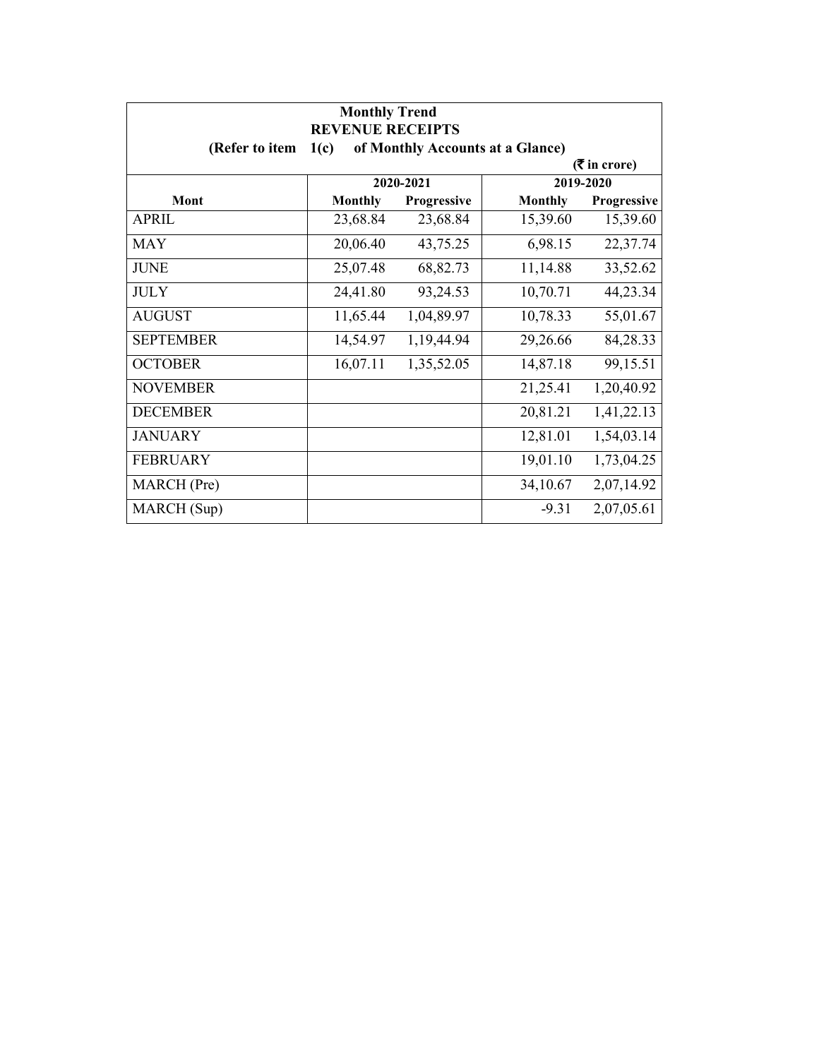**Monthly Trend**
**REVENUE RECEIPTS**
**(Refer to item 1(c) of Monthly Accounts at a Glance)**

**(₹ in crore)**

| Mont | 2020-2021 | | 2019-2020 | |
|---|---|---|---|---|
| | Monthly | Progressive | Monthly | Progressive |
| APRIL | 23,68.84 | 23,68.84 | 15,39.60 | 15,39.60 |
| MAY | 20,06.40 | 43,75.25 | 6,98.15 | 22,37.74 |
| JUNE | 25,07.48 | 68,82.73 | 11,14.88 | 33,52.62 |
| JULY | 24,41.80 | 93,24.53 | 10,70.71 | 44,23.34 |
| AUGUST | 11,65.44 | 1,04,89.97 | 10,78.33 | 55,01.67 |
| SEPTEMBER | 14,54.97 | 1,19,44.94 | 29,26.66 | 84,28.33 |
| OCTOBER | 16,07.11 | 1,35,52.05 | 14,87.18 | 99,15.51 |
| NOVEMBER | | | 21,25.41 | 1,20,40.92 |
| DECEMBER | | | 20,81.21 | 1,41,22.13 |
| JANUARY | | | 12,81.01 | 1,54,03.14 |
| FEBRUARY | | | 19,01.10 | 1,73,04.25 |
| MARCH (Pre) | | | 34,10.67 | 2,07,14.92 |
| MARCH (Sup) | | | -9.31 | 2,07,05.61 |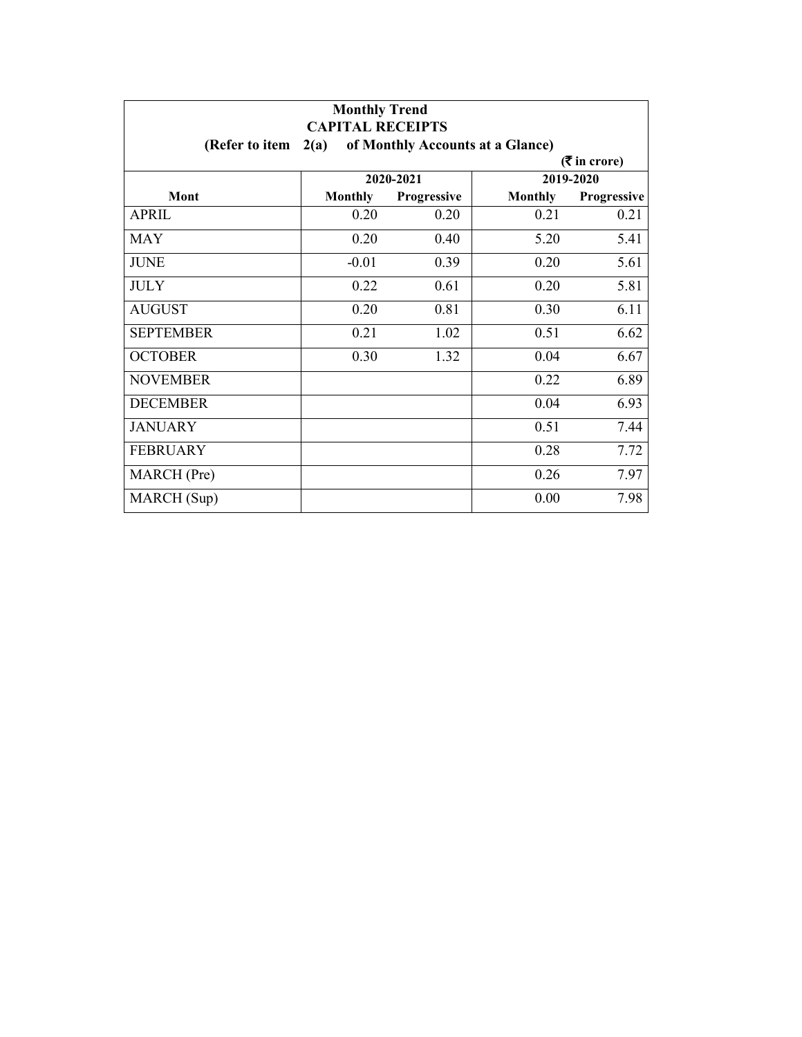**Monthly Trend**

**CAPITAL RECEIPTS**

**(Refer to item 2(a) of Monthly Accounts at a Glance)**

**(₹ in crore)**

| Mont | 2020-2021 | | 2019-2020 | |
|---|---|---|---|---|
| | Monthly | Progressive | Monthly | Progressive |
| APRIL | 0.20 | 0.20 | 0.21 | 0.21 |
| MAY | 0.20 | 0.40 | 5.20 | 5.41 |
| JUNE | -0.01 | 0.39 | 0.20 | 5.61 |
| JULY | 0.22 | 0.61 | 0.20 | 5.81 |
| AUGUST | 0.20 | 0.81 | 0.30 | 6.11 |
| SEPTEMBER | 0.21 | 1.02 | 0.51 | 6.62 |
| OCTOBER | 0.30 | 1.32 | 0.04 | 6.67 |
| NOVEMBER | | | 0.22 | 6.89 |
| DECEMBER | | | 0.04 | 6.93 |
| JANUARY | | | 0.51 | 7.44 |
| FEBRUARY | | | 0.28 | 7.72 |
| MARCH (Pre) | | | 0.26 | 7.97 |
| MARCH (Sup) | | | 0.00 | 7.98 |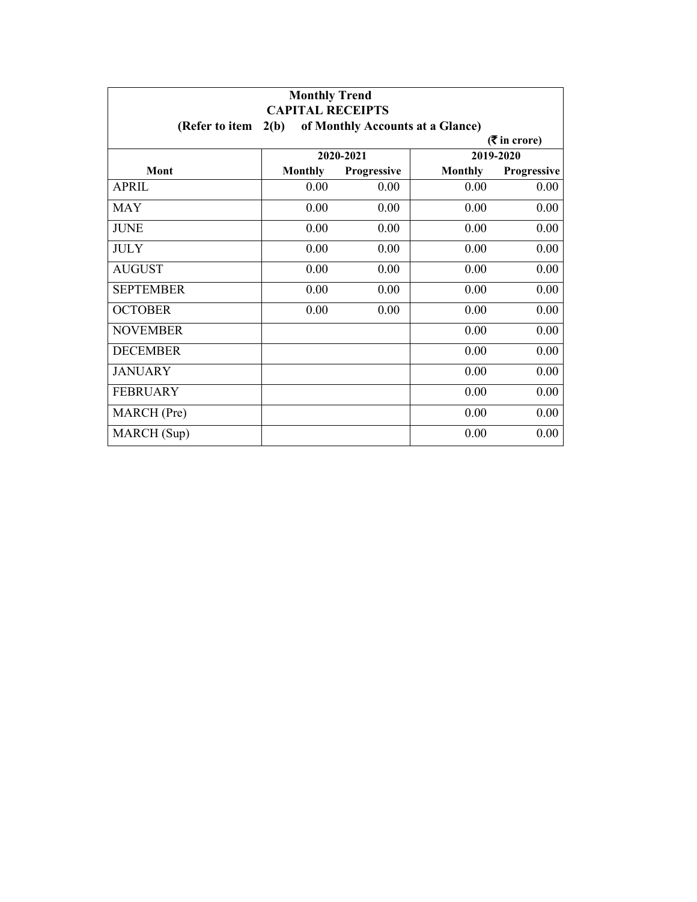**Monthly Trend**

**CAPITAL RECEIPTS**

**(Refer to item 2(b) of Monthly Accounts at a Glance)**

**(₹ in crore)**

| Mont | 2020-2021 | | 2019-2020 | |
|---|---|---|---|---|
| | Monthly | Progressive | Monthly | Progressive |
| APRIL | 0.00 | 0.00 | 0.00 | 0.00 |
| MAY | 0.00 | 0.00 | 0.00 | 0.00 |
| JUNE | 0.00 | 0.00 | 0.00 | 0.00 |
| JULY | 0.00 | 0.00 | 0.00 | 0.00 |
| AUGUST | 0.00 | 0.00 | 0.00 | 0.00 |
| SEPTEMBER | 0.00 | 0.00 | 0.00 | 0.00 |
| OCTOBER | 0.00 | 0.00 | 0.00 | 0.00 |
| NOVEMBER | | | 0.00 | 0.00 |
| DECEMBER | | | 0.00 | 0.00 |
| JANUARY | | | 0.00 | 0.00 |
| FEBRUARY | | | 0.00 | 0.00 |
| MARCH (Pre) | | | 0.00 | 0.00 |
| MARCH (Sup) | | | 0.00 | 0.00 |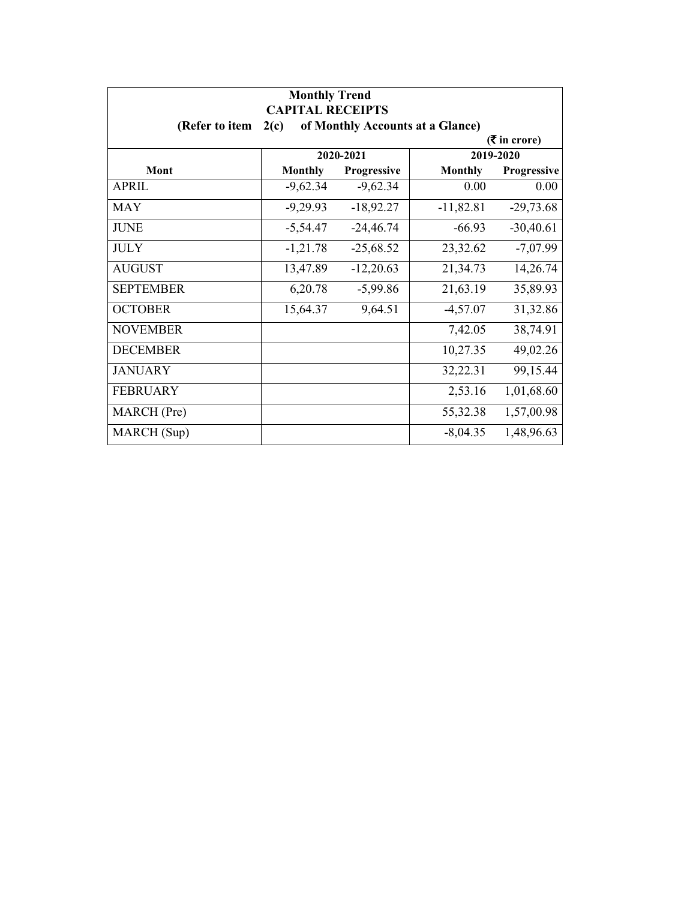**Monthly Trend**

**CAPITAL RECEIPTS**

**(Refer to item 2(c) of Monthly Accounts at a Glance)**

**(₹ in crore)**

| Mont | 2020-2021 | | 2019-2020 | |
|---|---|---|---|---|
| | **Monthly** | **Progressive** | **Monthly** | **Progressive** |
| APRIL | -9,62.34 | -9,62.34 | 0.00 | 0.00 |
| MAY | -9,29.93 | -18,92.27 | -11,82.81 | -29,73.68 |
| JUNE | -5,54.47 | -24,46.74 | -66.93 | -30,40.61 |
| JULY | -1,21.78 | -25,68.52 | 23,32.62 | -7,07.99 |
| AUGUST | 13,47.89 | -12,20.63 | 21,34.73 | 14,26.74 |
| SEPTEMBER | 6,20.78 | -5,99.86 | 21,63.19 | 35,89.93 |
| OCTOBER | 15,64.37 | 9,64.51 | -4,57.07 | 31,32.86 |
| NOVEMBER | | | 7,42.05 | 38,74.91 |
| DECEMBER | | | 10,27.35 | 49,02.26 |
| JANUARY | | | 32,22.31 | 99,15.44 |
| FEBRUARY | | | 2,53.16 | 1,01,68.60 |
| MARCH (Pre) | | | 55,32.38 | 1,57,00.98 |
| MARCH (Sup) | | | -8,04.35 | 1,48,96.63 |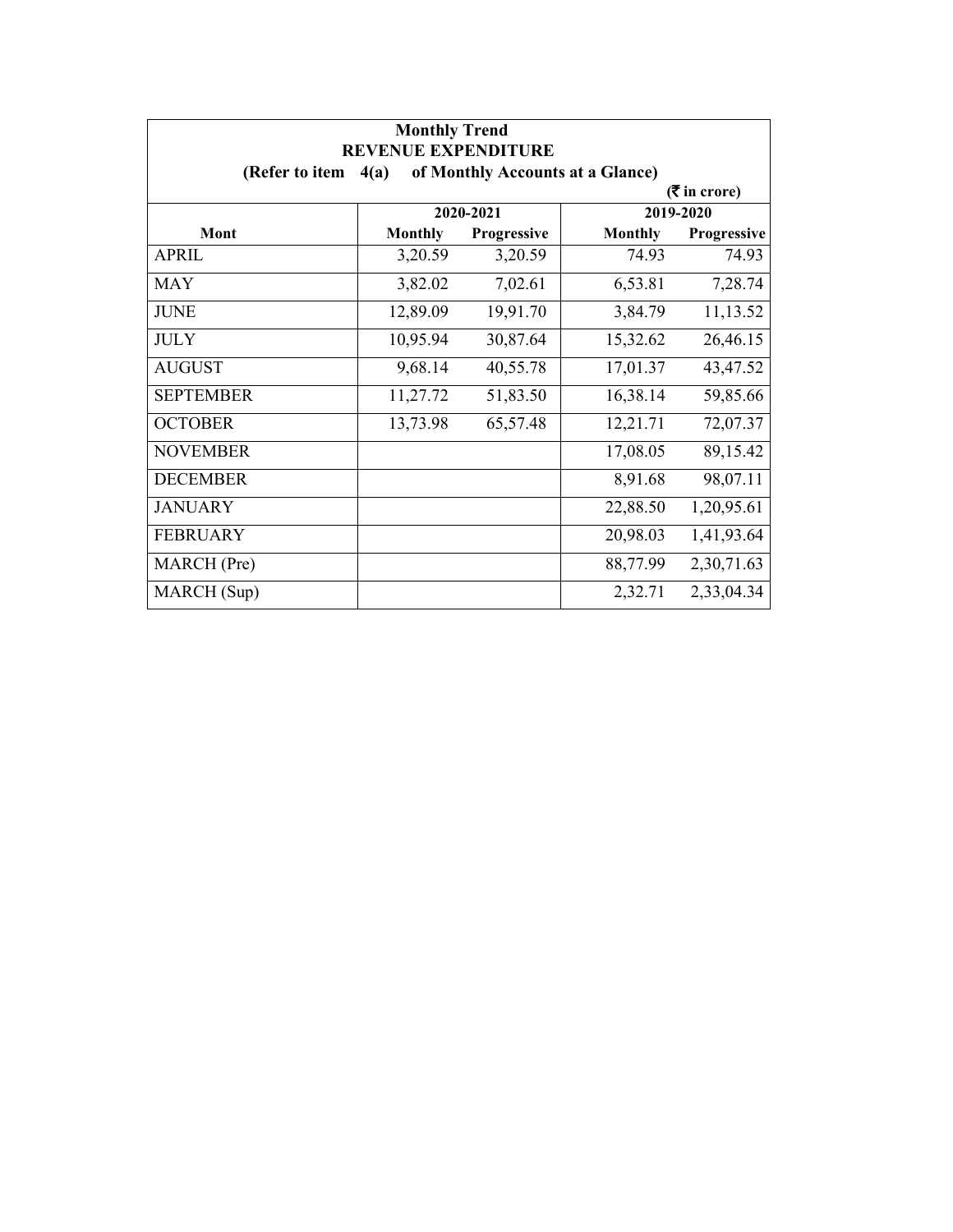**Monthly Trend**
**REVENUE EXPENDITURE**
**(Refer to item 4(a) of Monthly Accounts at a Glance)**

(₹ in crore)

| Mont | 2020-2021 | | 2019-2020 | |
|---|---|---|---|---|
| | Monthly | Progressive | Monthly | Progressive |
| APRIL | 3,20.59 | 3,20.59 | 74.93 | 74.93 |
| MAY | 3,82.02 | 7,02.61 | 6,53.81 | 7,28.74 |
| JUNE | 12,89.09 | 19,91.70 | 3,84.79 | 11,13.52 |
| JULY | 10,95.94 | 30,87.64 | 15,32.62 | 26,46.15 |
| AUGUST | 9,68.14 | 40,55.78 | 17,01.37 | 43,47.52 |
| SEPTEMBER | 11,27.72 | 51,83.50 | 16,38.14 | 59,85.66 |
| OCTOBER | 13,73.98 | 65,57.48 | 12,21.71 | 72,07.37 |
| NOVEMBER | | | 17,08.05 | 89,15.42 |
| DECEMBER | | | 8,91.68 | 98,07.11 |
| JANUARY | | | 22,88.50 | 1,20,95.61 |
| FEBRUARY | | | 20,98.03 | 1,41,93.64 |
| MARCH (Pre) | | | 88,77.99 | 2,30,71.63 |
| MARCH (Sup) | | | 2,32.71 | 2,33,04.34 |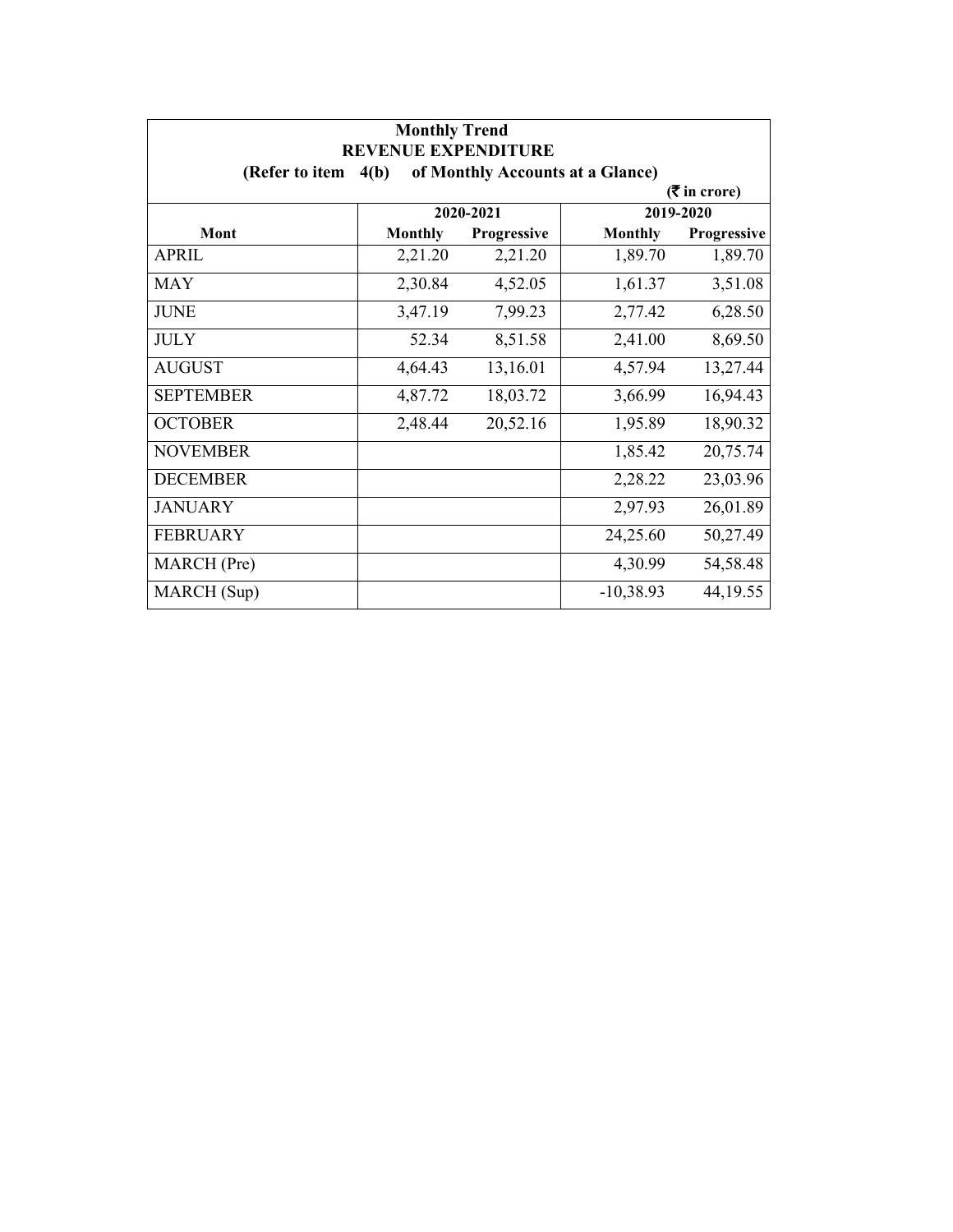**Monthly Trend**
**REVENUE EXPENDITURE**
**(Refer to item 4(b) of Monthly Accounts at a Glance)**

(₹ in crore)

| Mont | 2020-2021 | | 2019-2020 | |
|---|---|---|---|---|
| | Monthly | Progressive | Monthly | Progressive |
| APRIL | 2,21.20 | 2,21.20 | 1,89.70 | 1,89.70 |
| MAY | 2,30.84 | 4,52.05 | 1,61.37 | 3,51.08 |
| JUNE | 3,47.19 | 7,99.23 | 2,77.42 | 6,28.50 |
| JULY | 52.34 | 8,51.58 | 2,41.00 | 8,69.50 |
| AUGUST | 4,64.43 | 13,16.01 | 4,57.94 | 13,27.44 |
| SEPTEMBER | 4,87.72 | 18,03.72 | 3,66.99 | 16,94.43 |
| OCTOBER | 2,48.44 | 20,52.16 | 1,95.89 | 18,90.32 |
| NOVEMBER | | | 1,85.42 | 20,75.74 |
| DECEMBER | | | 2,28.22 | 23,03.96 |
| JANUARY | | | 2,97.93 | 26,01.89 |
| FEBRUARY | | | 24,25.60 | 50,27.49 |
| MARCH (Pre) | | | 4,30.99 | 54,58.48 |
| MARCH (Sup) | | | -10,38.93 | 44,19.55 |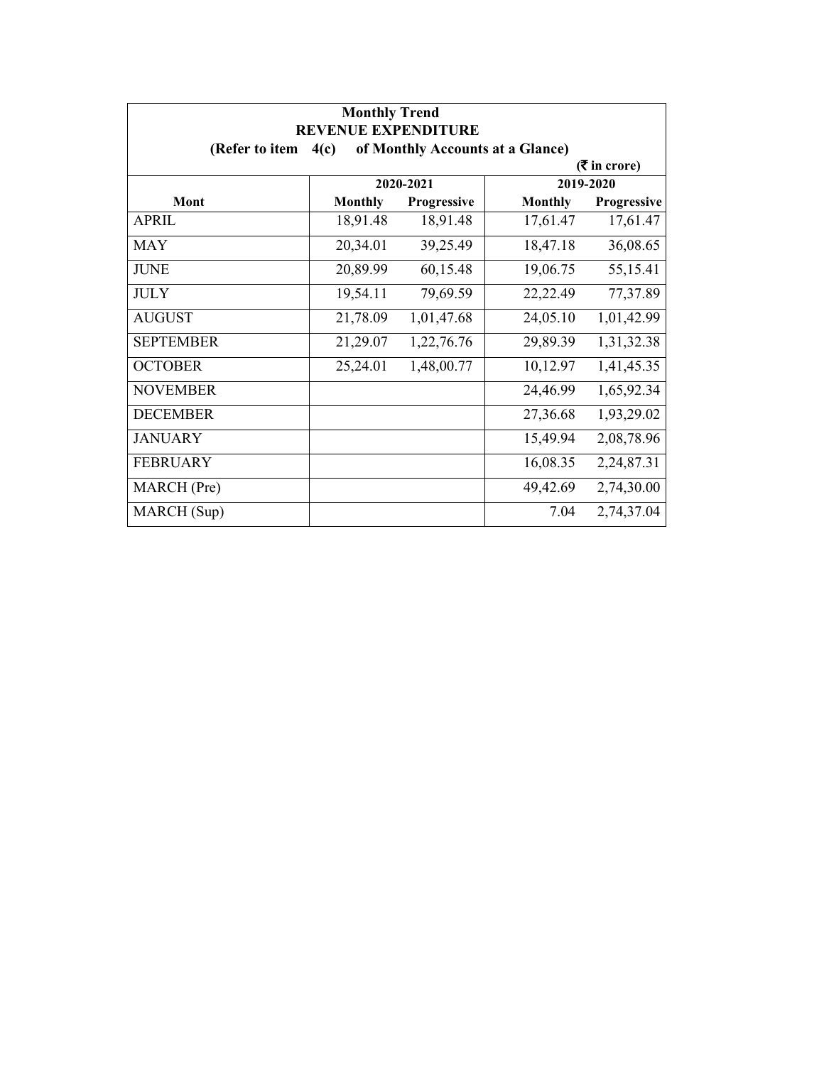**Monthly Trend**
**REVENUE EXPENDITURE**
**(Refer to item 4(c) of Monthly Accounts at a Glance)**

**(₹ in crore)**

| Mont | 2020-2021 | | 2019-2020 | |
|---|---|---|---|---|
| | **Monthly** | **Progressive** | **Monthly** | **Progressive** |
| APRIL | 18,91.48 | 18,91.48 | 17,61.47 | 17,61.47 |
| MAY | 20,34.01 | 39,25.49 | 18,47.18 | 36,08.65 |
| JUNE | 20,89.99 | 60,15.48 | 19,06.75 | 55,15.41 |
| JULY | 19,54.11 | 79,69.59 | 22,22.49 | 77,37.89 |
| AUGUST | 21,78.09 | 1,01,47.68 | 24,05.10 | 1,01,42.99 |
| SEPTEMBER | 21,29.07 | 1,22,76.76 | 29,89.39 | 1,31,32.38 |
| OCTOBER | 25,24.01 | 1,48,00.77 | 10,12.97 | 1,41,45.35 |
| NOVEMBER | | | 24,46.99 | 1,65,92.34 |
| DECEMBER | | | 27,36.68 | 1,93,29.02 |
| JANUARY | | | 15,49.94 | 2,08,78.96 |
| FEBRUARY | | | 16,08.35 | 2,24,87.31 |
| MARCH (Pre) | | | 49,42.69 | 2,74,30.00 |
| MARCH (Sup) | | | 7.04 | 2,74,37.04 |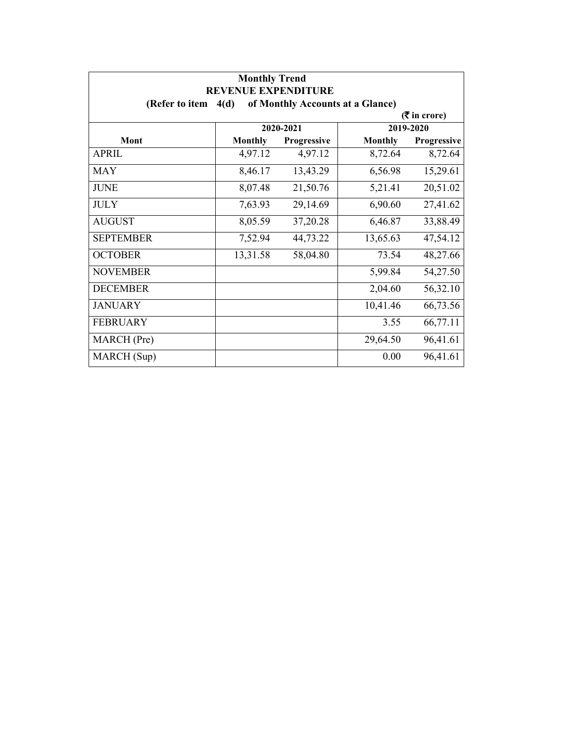| Monthly Trend<br>REVENUE EXPENDITURE<br>(Refer to item 4(d) of Monthly Accounts at a Glance)<br>(₹ in crore) | | | | |
|---|---|---|---|---|
| | 2020-2021 | | 2019-2020 | |
| Mont | Monthly | Progressive | Monthly | Progressive |
| APRIL | 4,97.12 | 4,97.12 | 8,72.64 | 8,72.64 |
| MAY | 8,46.17 | 13,43.29 | 6,56.98 | 15,29.61 |
| JUNE | 8,07.48 | 21,50.76 | 5,21.41 | 20,51.02 |
| JULY | 7,63.93 | 29,14.69 | 6,90.60 | 27,41.62 |
| AUGUST | 8,05.59 | 37,20.28 | 6,46.87 | 33,88.49 |
| SEPTEMBER | 7,52.94 | 44,73.22 | 13,65.63 | 47,54.12 |
| OCTOBER | 13,31.58 | 58,04.80 | 73.54 | 48,27.66 |
| NOVEMBER | | | 5,99.84 | 54,27.50 |
| DECEMBER | | | 2,04.60 | 56,32.10 |
| JANUARY | | | 10,41.46 | 66,73.56 |
| FEBRUARY | | | 3.55 | 66,77.11 |
| MARCH (Pre) | | | 29,64.50 | 96,41.61 |
| MARCH (Sup) | | | 0.00 | 96,41.61 |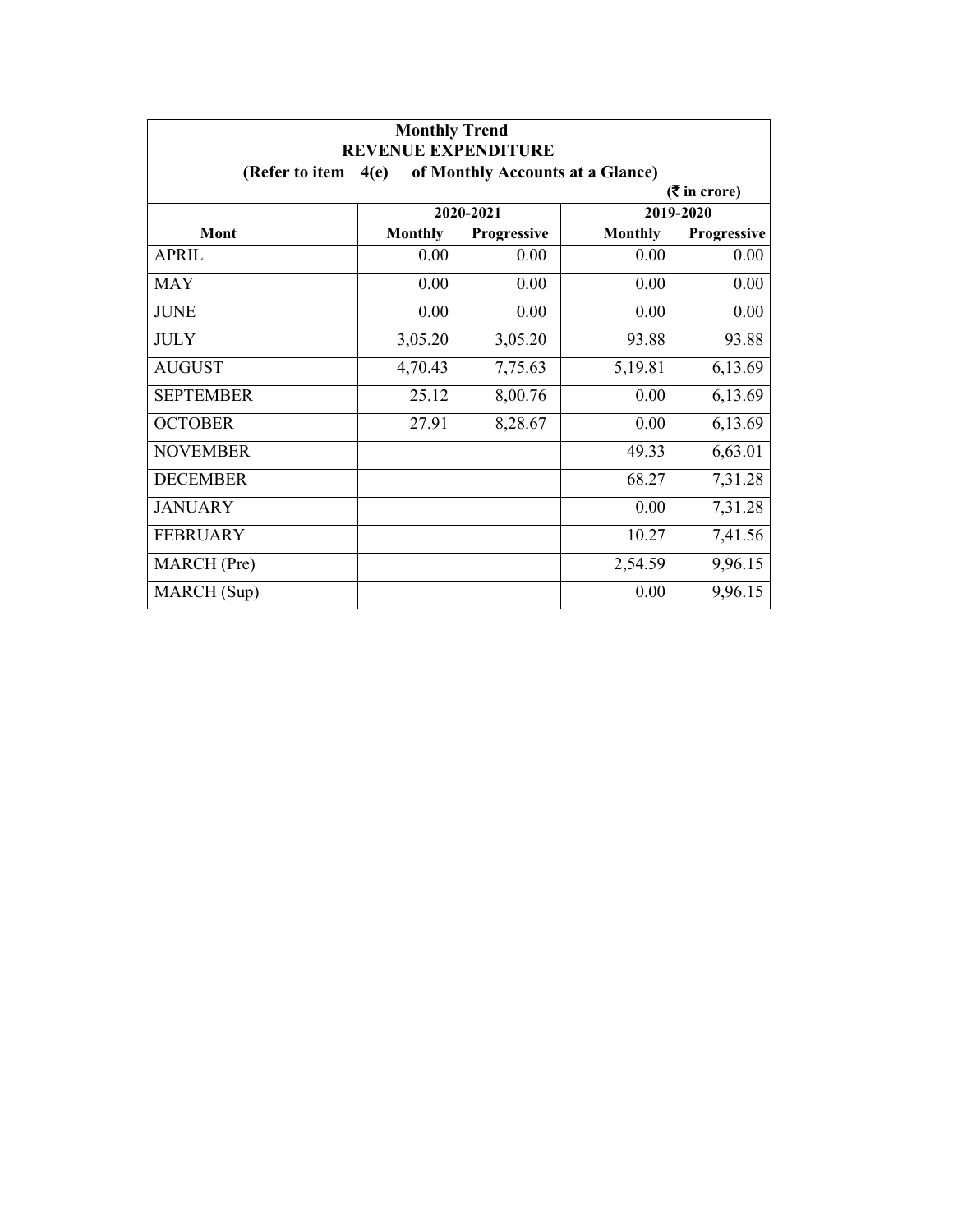**Monthly Trend**
**REVENUE EXPENDITURE**
**(Refer to item 4(e) of Monthly Accounts at a Glance)**

**(₹ in crore)**

| Mont | 2020-2021 | | 2019-2020 | |
|---|---|---|---|---|
| | Monthly | Progressive | Monthly | Progressive |
| APRIL | 0.00 | 0.00 | 0.00 | 0.00 |
| MAY | 0.00 | 0.00 | 0.00 | 0.00 |
| JUNE | 0.00 | 0.00 | 0.00 | 0.00 |
| JULY | 3,05.20 | 3,05.20 | 93.88 | 93.88 |
| AUGUST | 4,70.43 | 7,75.63 | 5,19.81 | 6,13.69 |
| SEPTEMBER | 25.12 | 8,00.76 | 0.00 | 6,13.69 |
| OCTOBER | 27.91 | 8,28.67 | 0.00 | 6,13.69 |
| NOVEMBER | | | 49.33 | 6,63.01 |
| DECEMBER | | | 68.27 | 7,31.28 |
| JANUARY | | | 0.00 | 7,31.28 |
| FEBRUARY | | | 10.27 | 7,41.56 |
| MARCH (Pre) | | | 2,54.59 | 9,96.15 |
| MARCH (Sup) | | | 0.00 | 9,96.15 |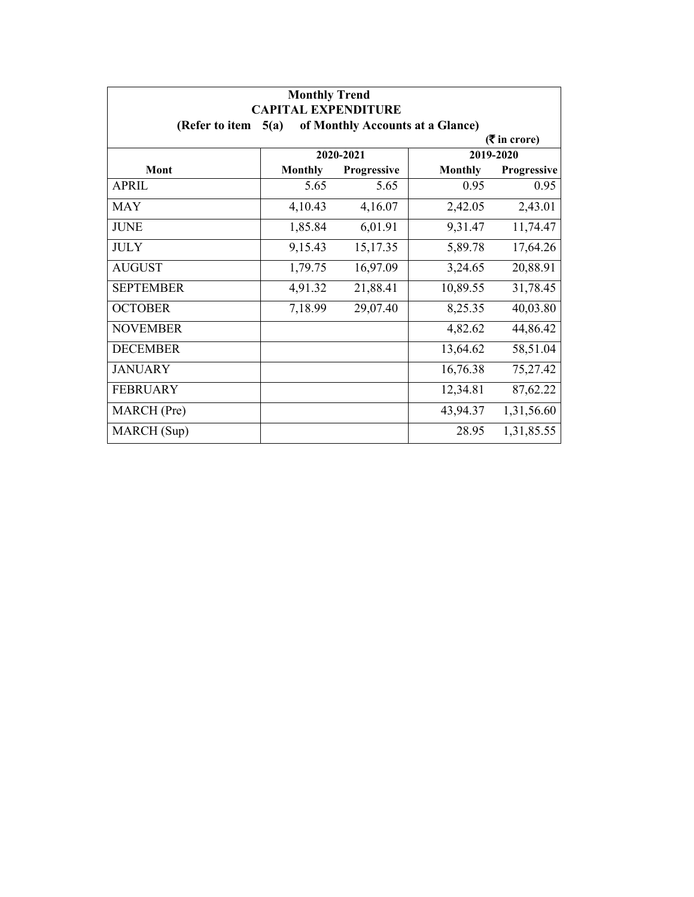**Monthly Trend**

**CAPITAL EXPENDITURE**

**(Refer to item 5(a) of Monthly Accounts at a Glance)**

**(₹ in crore)**

| Mont | 2020-2021 | | 2019-2020 | |
|---|---|---|---|---|
| | **Monthly** | **Progressive** | **Monthly** | **Progressive** |
| APRIL | 5.65 | 5.65 | 0.95 | 0.95 |
| MAY | 4,10.43 | 4,16.07 | 2,42.05 | 2,43.01 |
| JUNE | 1,85.84 | 6,01.91 | 9,31.47 | 11,74.47 |
| JULY | 9,15.43 | 15,17.35 | 5,89.78 | 17,64.26 |
| AUGUST | 1,79.75 | 16,97.09 | 3,24.65 | 20,88.91 |
| SEPTEMBER | 4,91.32 | 21,88.41 | 10,89.55 | 31,78.45 |
| OCTOBER | 7,18.99 | 29,07.40 | 8,25.35 | 40,03.80 |
| NOVEMBER | | | 4,82.62 | 44,86.42 |
| DECEMBER | | | 13,64.62 | 58,51.04 |
| JANUARY | | | 16,76.38 | 75,27.42 |
| FEBRUARY | | | 12,34.81 | 87,62.22 |
| MARCH (Pre) | | | 43,94.37 | 1,31,56.60 |
| MARCH (Sup) | | | 28.95 | 1,31,85.55 |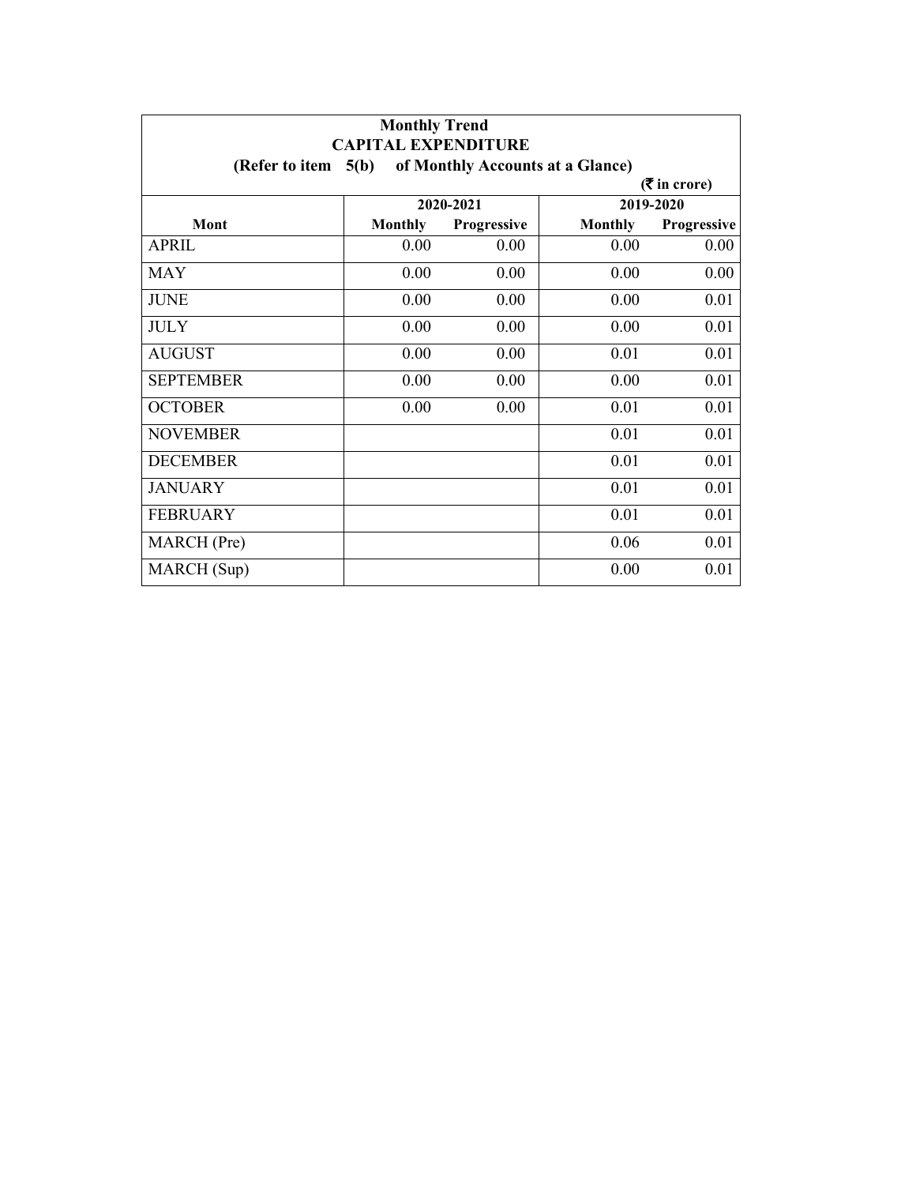**Monthly Trend**

**CAPITAL EXPENDITURE**

**(Refer to item 5(b) of Monthly Accounts at a Glance)**

**(₹ in crore)**

| Mont | 2020-2021 | | 2019-2020 | |
|---|---|---|---|---|
| | Monthly | Progressive | Monthly | Progressive |
| APRIL | 0.00 | 0.00 | 0.00 | 0.00 |
| MAY | 0.00 | 0.00 | 0.00 | 0.00 |
| JUNE | 0.00 | 0.00 | 0.00 | 0.01 |
| JULY | 0.00 | 0.00 | 0.00 | 0.01 |
| AUGUST | 0.00 | 0.00 | 0.01 | 0.01 |
| SEPTEMBER | 0.00 | 0.00 | 0.00 | 0.01 |
| OCTOBER | 0.00 | 0.00 | 0.01 | 0.01 |
| NOVEMBER | | | 0.01 | 0.01 |
| DECEMBER | | | 0.01 | 0.01 |
| JANUARY | | | 0.01 | 0.01 |
| FEBRUARY | | | 0.01 | 0.01 |
| MARCH (Pre) | | | 0.06 | 0.01 |
| MARCH (Sup) | | | 0.00 | 0.01 |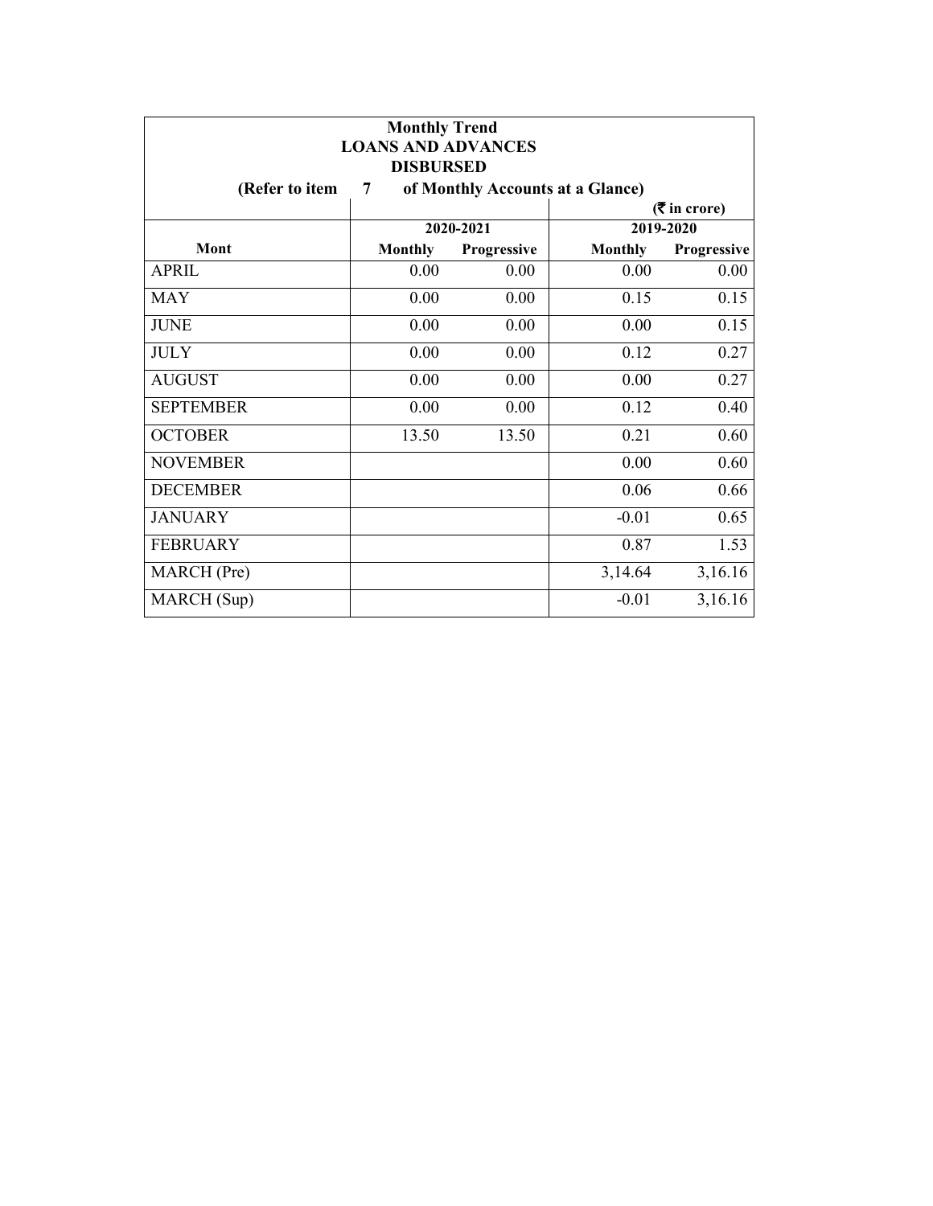**Monthly Trend**
**LOANS AND ADVANCES**
**DISBURSED**
**(Refer to item 7 of Monthly Accounts at a Glance)**

(₹ in crore)

| Mont | 2020-2021 | | 2019-2020 | |
|---|---|---|---|---|
| | Monthly | Progressive | Monthly | Progressive |
| APRIL | 0.00 | 0.00 | 0.00 | 0.00 |
| MAY | 0.00 | 0.00 | 0.15 | 0.15 |
| JUNE | 0.00 | 0.00 | 0.00 | 0.15 |
| JULY | 0.00 | 0.00 | 0.12 | 0.27 |
| AUGUST | 0.00 | 0.00 | 0.00 | 0.27 |
| SEPTEMBER | 0.00 | 0.00 | 0.12 | 0.40 |
| OCTOBER | 13.50 | 13.50 | 0.21 | 0.60 |
| NOVEMBER | | | 0.00 | 0.60 |
| DECEMBER | | | 0.06 | 0.66 |
| JANUARY | | | -0.01 | 0.65 |
| FEBRUARY | | | 0.87 | 1.53 |
| MARCH (Pre) | | | 3,14.64 | 3,16.16 |
| MARCH (Sup) | | | -0.01 | 3,16.16 |